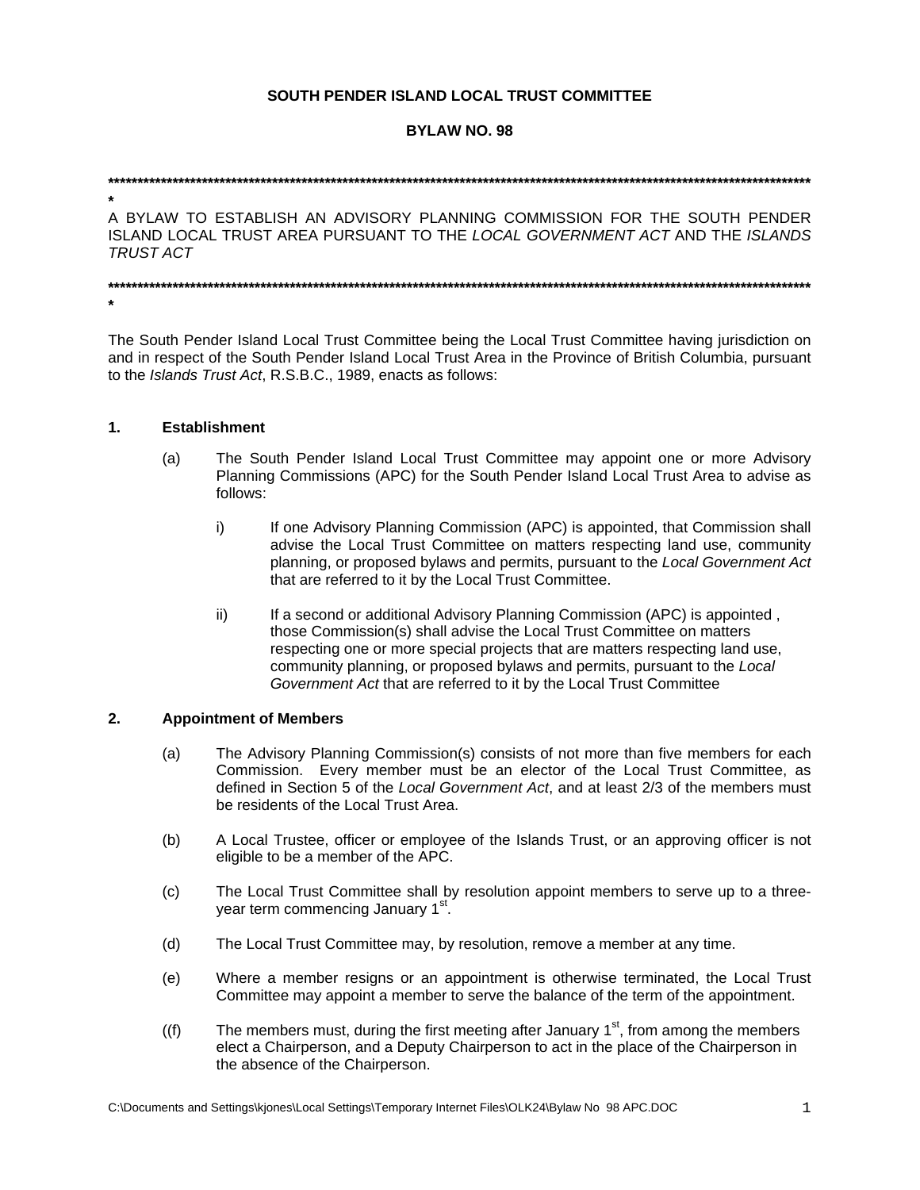# SOUTH PENDER ISLAND LOCAL TRUST COMMITTEE

## BYLAW NO. 98

*******************************************************************************************************************************

A BYLAW TO ESTABLISH AN ADVISORY PLANNING COMMISSION FOR THE SOUTH PENDER ISLAND LOCAL TRUST AREA PURSUANT TO THE *LOCAL GOVERNMENT ACT* AND THE *ISLANDS TRUST ACT*

*******************************************************************************************************************************

The South Pender Island Local Trust Committee being the Local Trust Committee having jurisdiction on and in respect of the South Pender Island Local Trust Area in the Province of British Columbia, pursuant to the *Islands Trust Act*, R.S.B.C., 1989, enacts as follows:

### 1. Establishment

(a) The South Pender Island Local Trust Committee may appoint one or more Advisory Planning Commissions (APC) for the South Pender Island Local Trust Area to advise as follows:

i) If one Advisory Planning Commission (APC) is appointed, that Commission shall advise the Local Trust Committee on matters respecting land use, community planning, or proposed bylaws and permits, pursuant to the *Local Government Act* that are referred to it by the Local Trust Committee.

ii) If a second or additional Advisory Planning Commission (APC) is appointed , those Commission(s) shall advise the Local Trust Committee on matters respecting one or more special projects that are matters respecting land use, community planning, or proposed bylaws and permits, pursuant to the *Local Government Act* that are referred to it by the Local Trust Committee

### 2. Appointment of Members

(a) The Advisory Planning Commission(s) consists of not more than five members for each Commission. Every member must be an elector of the Local Trust Committee, as defined in Section 5 of the *Local Government Act*, and at least 2/3 of the members must be residents of the Local Trust Area.

(b) A Local Trustee, officer or employee of the Islands Trust, or an approving officer is not eligible to be a member of the APC.

(c) The Local Trust Committee shall by resolution appoint members to serve up to a three-year term commencing January 1st.

(d) The Local Trust Committee may, by resolution, remove a member at any time.

(e) Where a member resigns or an appointment is otherwise terminated, the Local Trust Committee may appoint a member to serve the balance of the term of the appointment.

((f) The members must, during the first meeting after January 1st, from among the members elect a Chairperson, and a Deputy Chairperson to act in the place of the Chairperson in the absence of the Chairperson.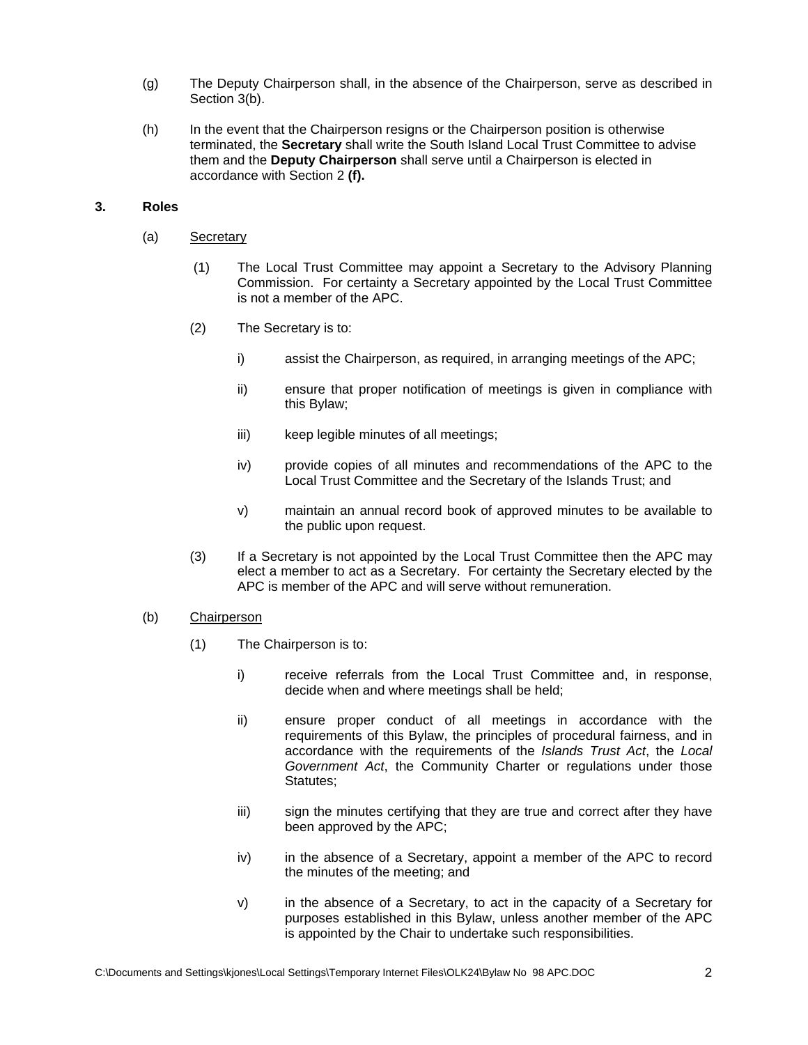(g) The Deputy Chairperson shall, in the absence of the Chairperson, serve as described in Section 3(b).

(h) In the event that the Chairperson resigns or the Chairperson position is otherwise terminated, the **Secretary** shall write the South Island Local Trust Committee to advise them and the **Deputy Chairperson** shall serve until a Chairperson is elected in accordance with Section 2 **(f).**

## 3. Roles

(a) Secretary

(1) The Local Trust Committee may appoint a Secretary to the Advisory Planning Commission. For certainty a Secretary appointed by the Local Trust Committee is not a member of the APC.

(2) The Secretary is to:

i) assist the Chairperson, as required, in arranging meetings of the APC;

ii) ensure that proper notification of meetings is given in compliance with this Bylaw;

iii) keep legible minutes of all meetings;

iv) provide copies of all minutes and recommendations of the APC to the Local Trust Committee and the Secretary of the Islands Trust; and

v) maintain an annual record book of approved minutes to be available to the public upon request.

(3) If a Secretary is not appointed by the Local Trust Committee then the APC may elect a member to act as a Secretary. For certainty the Secretary elected by the APC is member of the APC and will serve without remuneration.

(b) Chairperson

(1) The Chairperson is to:

i) receive referrals from the Local Trust Committee and, in response, decide when and where meetings shall be held;

ii) ensure proper conduct of all meetings in accordance with the requirements of this Bylaw, the principles of procedural fairness, and in accordance with the requirements of the *Islands Trust Act*, the *Local Government Act*, the Community Charter or regulations under those Statutes;

iii) sign the minutes certifying that they are true and correct after they have been approved by the APC;

iv) in the absence of a Secretary, appoint a member of the APC to record the minutes of the meeting; and

v) in the absence of a Secretary, to act in the capacity of a Secretary for purposes established in this Bylaw, unless another member of the APC is appointed by the Chair to undertake such responsibilities.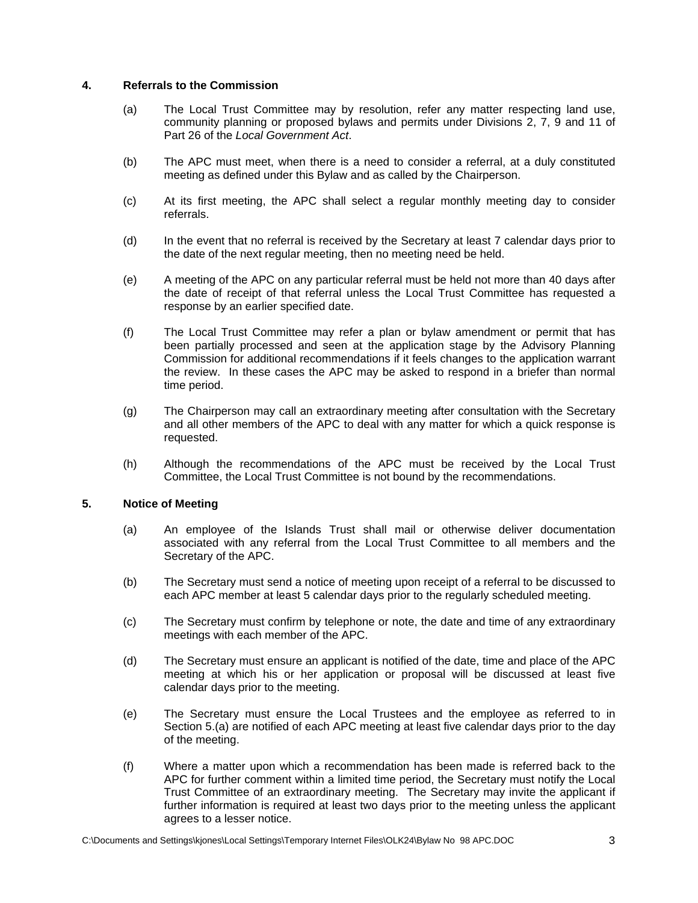## 4. Referrals to the Commission

(a) The Local Trust Committee may by resolution, refer any matter respecting land use, community planning or proposed bylaws and permits under Divisions 2, 7, 9 and 11 of Part 26 of the *Local Government Act*.

(b) The APC must meet, when there is a need to consider a referral, at a duly constituted meeting as defined under this Bylaw and as called by the Chairperson.

(c) At its first meeting, the APC shall select a regular monthly meeting day to consider referrals.

(d) In the event that no referral is received by the Secretary at least 7 calendar days prior to the date of the next regular meeting, then no meeting need be held.

(e) A meeting of the APC on any particular referral must be held not more than 40 days after the date of receipt of that referral unless the Local Trust Committee has requested a response by an earlier specified date.

(f) The Local Trust Committee may refer a plan or bylaw amendment or permit that has been partially processed and seen at the application stage by the Advisory Planning Commission for additional recommendations if it feels changes to the application warrant the review. In these cases the APC may be asked to respond in a briefer than normal time period.

(g) The Chairperson may call an extraordinary meeting after consultation with the Secretary and all other members of the APC to deal with any matter for which a quick response is requested.

(h) Although the recommendations of the APC must be received by the Local Trust Committee, the Local Trust Committee is not bound by the recommendations.

## 5. Notice of Meeting

(a) An employee of the Islands Trust shall mail or otherwise deliver documentation associated with any referral from the Local Trust Committee to all members and the Secretary of the APC.

(b) The Secretary must send a notice of meeting upon receipt of a referral to be discussed to each APC member at least 5 calendar days prior to the regularly scheduled meeting.

(c) The Secretary must confirm by telephone or note, the date and time of any extraordinary meetings with each member of the APC.

(d) The Secretary must ensure an applicant is notified of the date, time and place of the APC meeting at which his or her application or proposal will be discussed at least five calendar days prior to the meeting.

(e) The Secretary must ensure the Local Trustees and the employee as referred to in Section 5.(a) are notified of each APC meeting at least five calendar days prior to the day of the meeting.

(f) Where a matter upon which a recommendation has been made is referred back to the APC for further comment within a limited time period, the Secretary must notify the Local Trust Committee of an extraordinary meeting. The Secretary may invite the applicant if further information is required at least two days prior to the meeting unless the applicant agrees to a lesser notice.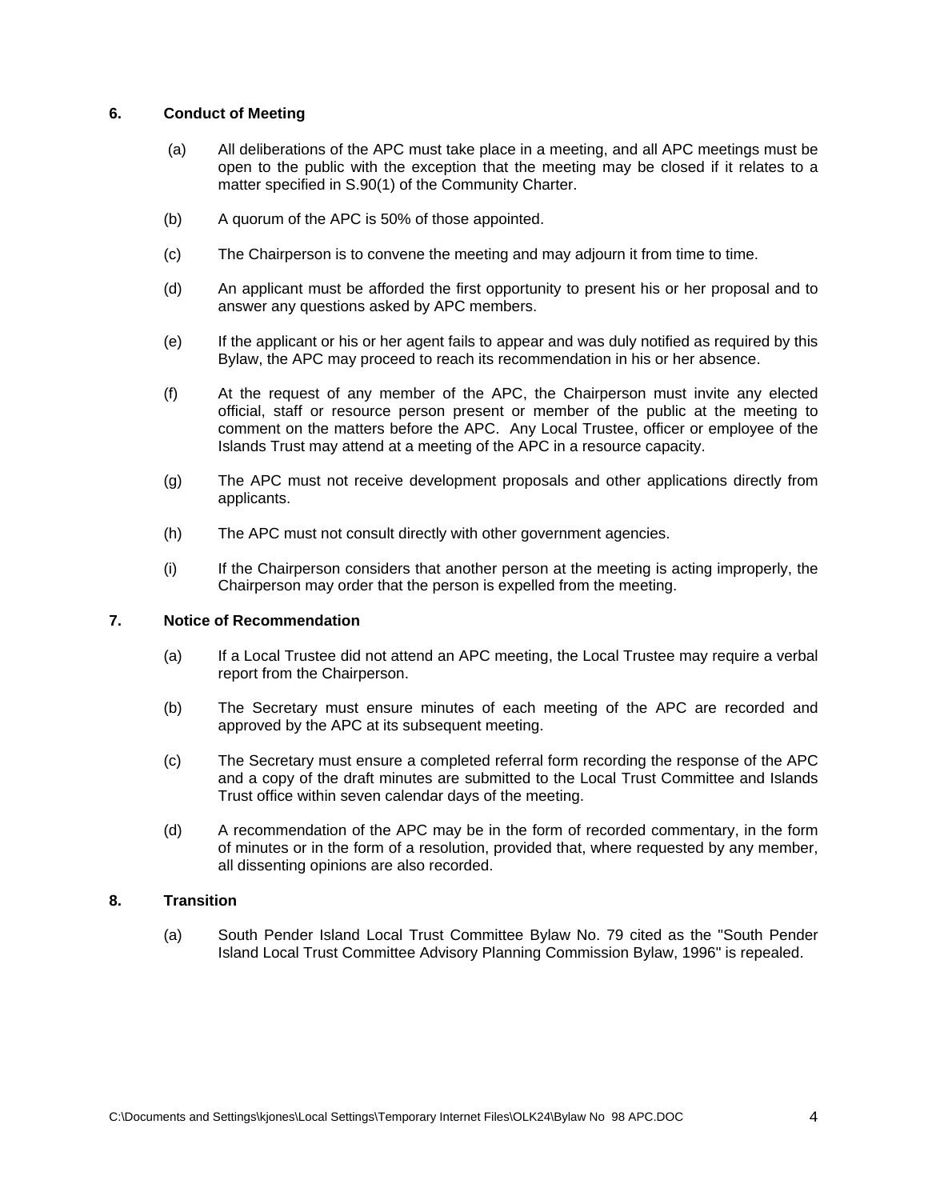## 6. Conduct of Meeting

(a) All deliberations of the APC must take place in a meeting, and all APC meetings must be open to the public with the exception that the meeting may be closed if it relates to a matter specified in S.90(1) of the Community Charter.

(b) A quorum of the APC is 50% of those appointed.

(c) The Chairperson is to convene the meeting and may adjourn it from time to time.

(d) An applicant must be afforded the first opportunity to present his or her proposal and to answer any questions asked by APC members.

(e) If the applicant or his or her agent fails to appear and was duly notified as required by this Bylaw, the APC may proceed to reach its recommendation in his or her absence.

(f) At the request of any member of the APC, the Chairperson must invite any elected official, staff or resource person present or member of the public at the meeting to comment on the matters before the APC. Any Local Trustee, officer or employee of the Islands Trust may attend at a meeting of the APC in a resource capacity.

(g) The APC must not receive development proposals and other applications directly from applicants.

(h) The APC must not consult directly with other government agencies.

(i) If the Chairperson considers that another person at the meeting is acting improperly, the Chairperson may order that the person is expelled from the meeting.

## 7. Notice of Recommendation

(a) If a Local Trustee did not attend an APC meeting, the Local Trustee may require a verbal report from the Chairperson.

(b) The Secretary must ensure minutes of each meeting of the APC are recorded and approved by the APC at its subsequent meeting.

(c) The Secretary must ensure a completed referral form recording the response of the APC and a copy of the draft minutes are submitted to the Local Trust Committee and Islands Trust office within seven calendar days of the meeting.

(d) A recommendation of the APC may be in the form of recorded commentary, in the form of minutes or in the form of a resolution, provided that, where requested by any member, all dissenting opinions are also recorded.

## 8. Transition

(a) South Pender Island Local Trust Committee Bylaw No. 79 cited as the "South Pender Island Local Trust Committee Advisory Planning Commission Bylaw, 1996" is repealed.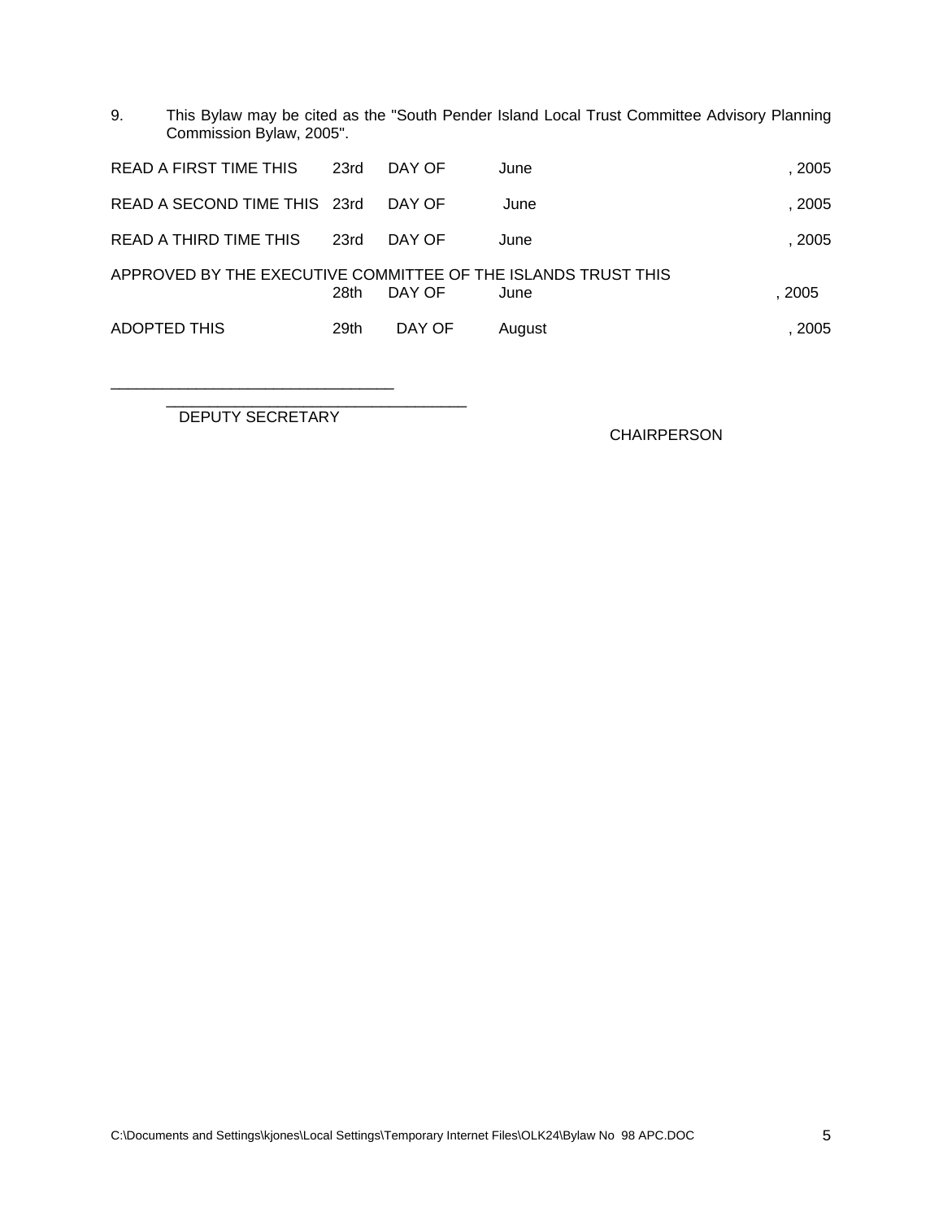9. This Bylaw may be cited as the "South Pender Island Local Trust Committee Advisory Planning Commission Bylaw, 2005".

| | | | | |
|---|---|---|---|---|
| READ A FIRST TIME THIS | 23rd | DAY OF | June | , 2005 |
| READ A SECOND TIME THIS | 23rd | DAY OF | June | , 2005 |
| READ A THIRD TIME THIS | 23rd | DAY OF | June | , 2005 |
| APPROVED BY THE EXECUTIVE COMMITTEE OF THE ISLANDS TRUST THIS | 28th | DAY OF | June | , 2005 |
| ADOPTED THIS | 29th | DAY OF | August | , 2005 |

\_\_\_\_\_\_\_\_\_\_\_\_\_\_\_\_\_\_\_\_\_\_\_\_\_\_\_\_\_\_\_\_\_\_\_\_

DEPUTY SECRETARY

\_\_\_\_\_\_\_\_\_\_\_\_\_\_\_\_\_\_\_\_\_\_\_\_\_\_\_\_\_\_\_\_\_\_\_\_

CHAIRPERSON

C:\Documents and Settings\kjones\Local Settings\Temporary Internet Files\OLK24\Bylaw No 98 APC.DOC